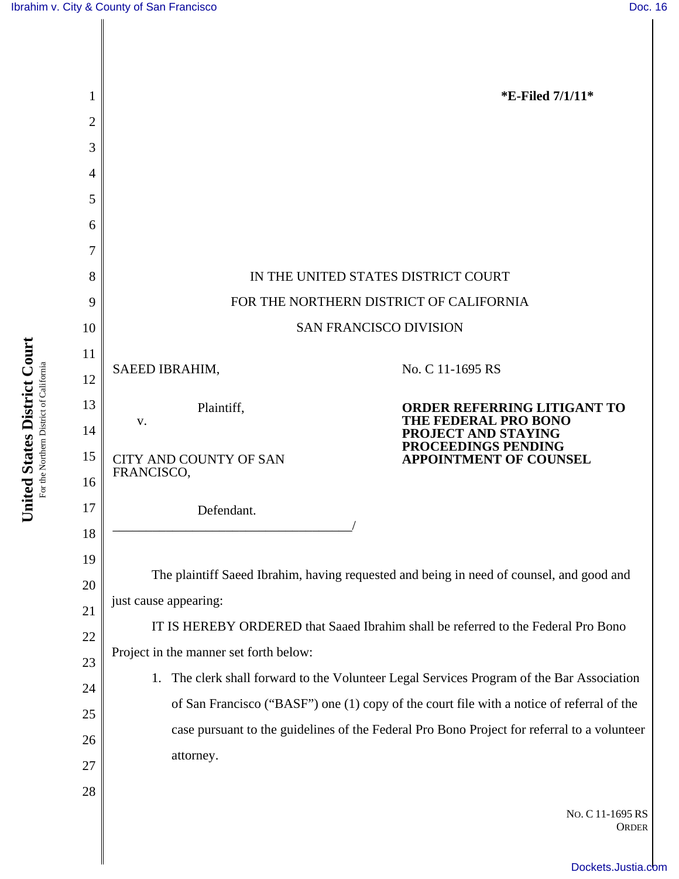*E-Filed 7/1/11*

IN THE UNITED STATES DISTRICT COURT

FOR THE NORTHERN DISTRICT OF CALIFORNIA

SAN FRANCISCO DIVISION

SAEED IBRAHIM,

Plaintiff,

v.

CITY AND COUNTY OF SAN FRANCISCO,

Defendant.

No. C 11-1695 RS

**ORDER REFERRING LITIGANT TO THE FEDERAL PRO BONO PROJECT AND STAYING PROCEEDINGS PENDING APPOINTMENT OF COUNSEL**

The plaintiff Saeed Ibrahim, having requested and being in need of counsel, and good and just cause appearing:

IT IS HEREBY ORDERED that Saaed Ibrahim shall be referred to the Federal Pro Bono Project in the manner set forth below:

1. The clerk shall forward to the Volunteer Legal Services Program of the Bar Association of San Francisco ("BASF") one (1) copy of the court file with a notice of referral of the case pursuant to the guidelines of the Federal Pro Bono Project for referral to a volunteer attorney.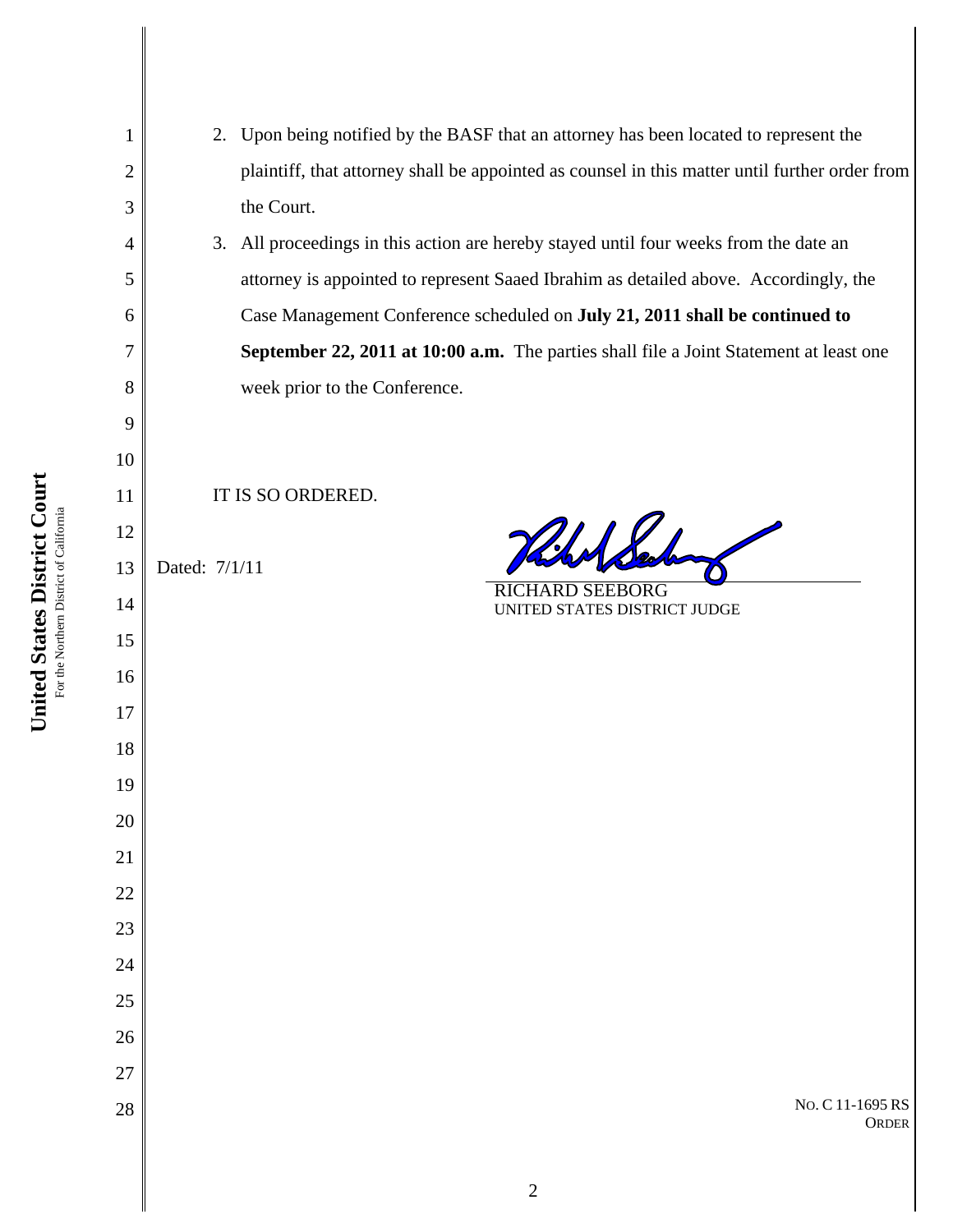2. Upon being notified by the BASF that an attorney has been located to represent the plaintiff, that attorney shall be appointed as counsel in this matter until further order from the Court.

3. All proceedings in this action are hereby stayed until four weeks from the date an attorney is appointed to represent Saaed Ibrahim as detailed above. Accordingly, the Case Management Conference scheduled on **July 21, 2011 shall be continued to September 22, 2011 at 10:00 a.m.** The parties shall file a Joint Statement at least one week prior to the Conference.

IT IS SO ORDERED.

Dated: 7/1/11

RICHARD SEEBORG
UNITED STATES DISTRICT JUDGE

NO. C 11-1695 RS
ORDER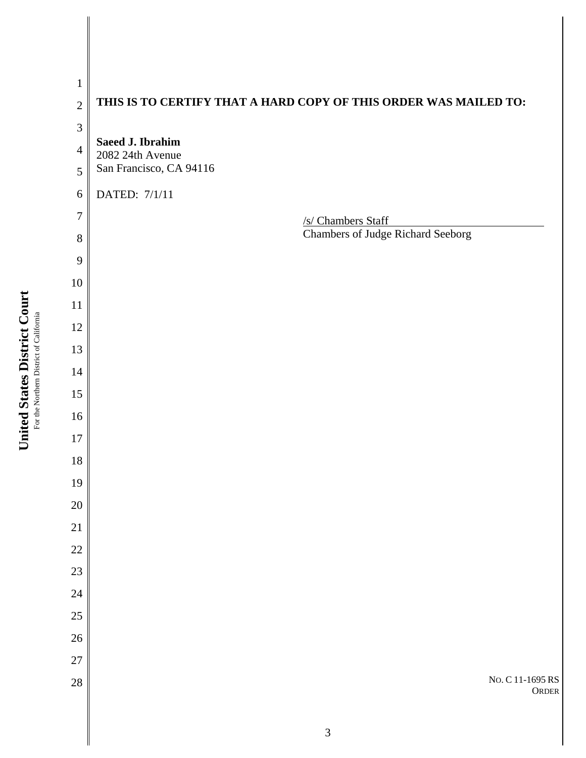**THIS IS TO CERTIFY THAT A HARD COPY OF THIS ORDER WAS MAILED TO:**

**Saeed J. Ibrahim**
2082 24th Avenue
San Francisco, CA 94116

DATED: 7/1/11

/s/ Chambers Staff
Chambers of Judge Richard Seeborg